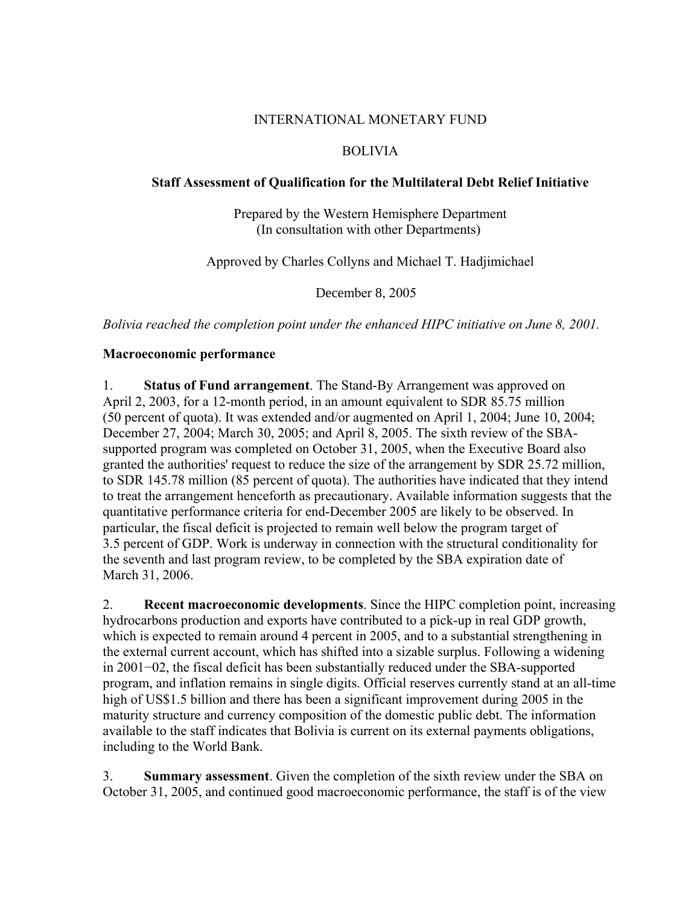# INTERNATIONAL MONETARY FUND

## BOLIVIA

### Staff Assessment of Qualification for the Multilateral Debt Relief Initiative

Prepared by the Western Hemisphere Department
(In consultation with other Departments)

Approved by Charles Collyns and Michael T. Hadjimichael

December 8, 2005

*Bolivia reached the completion point under the enhanced HIPC initiative on June 8, 2001.*

**Macroeconomic performance**

1. **Status of Fund arrangement**. The Stand-By Arrangement was approved on April 2, 2003, for a 12-month period, in an amount equivalent to SDR 85.75 million (50 percent of quota). It was extended and/or augmented on April 1, 2004; June 10, 2004; December 27, 2004; March 30, 2005; and April 8, 2005. The sixth review of the SBA-supported program was completed on October 31, 2005, when the Executive Board also granted the authorities' request to reduce the size of the arrangement by SDR 25.72 million, to SDR 145.78 million (85 percent of quota). The authorities have indicated that they intend to treat the arrangement henceforth as precautionary. Available information suggests that the quantitative performance criteria for end-December 2005 are likely to be observed. In particular, the fiscal deficit is projected to remain well below the program target of 3.5 percent of GDP. Work is underway in connection with the structural conditionality for the seventh and last program review, to be completed by the SBA expiration date of March 31, 2006.

2. **Recent macroeconomic developments**. Since the HIPC completion point, increasing hydrocarbons production and exports have contributed to a pick-up in real GDP growth, which is expected to remain around 4 percent in 2005, and to a substantial strengthening in the external current account, which has shifted into a sizable surplus. Following a widening in 2001−02, the fiscal deficit has been substantially reduced under the SBA-supported program, and inflation remains in single digits. Official reserves currently stand at an all-time high of US$1.5 billion and there has been a significant improvement during 2005 in the maturity structure and currency composition of the domestic public debt. The information available to the staff indicates that Bolivia is current on its external payments obligations, including to the World Bank.

3. **Summary assessment**. Given the completion of the sixth review under the SBA on October 31, 2005, and continued good macroeconomic performance, the staff is of the view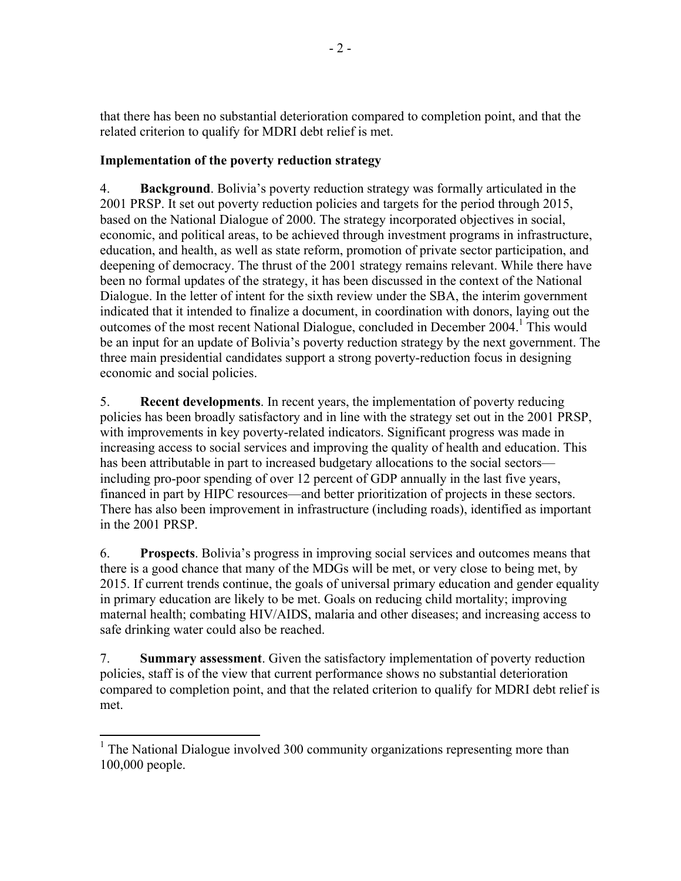that there has been no substantial deterioration compared to completion point, and that the related criterion to qualify for MDRI debt relief is met.

### Implementation of the poverty reduction strategy

4. **Background**. Bolivia's poverty reduction strategy was formally articulated in the 2001 PRSP. It set out poverty reduction policies and targets for the period through 2015, based on the National Dialogue of 2000. The strategy incorporated objectives in social, economic, and political areas, to be achieved through investment programs in infrastructure, education, and health, as well as state reform, promotion of private sector participation, and deepening of democracy. The thrust of the 2001 strategy remains relevant. While there have been no formal updates of the strategy, it has been discussed in the context of the National Dialogue. In the letter of intent for the sixth review under the SBA, the interim government indicated that it intended to finalize a document, in coordination with donors, laying out the outcomes of the most recent National Dialogue, concluded in December 2004.[1] This would be an input for an update of Bolivia's poverty reduction strategy by the next government. The three main presidential candidates support a strong poverty-reduction focus in designing economic and social policies.

5. **Recent developments**. In recent years, the implementation of poverty reducing policies has been broadly satisfactory and in line with the strategy set out in the 2001 PRSP, with improvements in key poverty-related indicators. Significant progress was made in increasing access to social services and improving the quality of health and education. This has been attributable in part to increased budgetary allocations to the social sectors—including pro-poor spending of over 12 percent of GDP annually in the last five years, financed in part by HIPC resources—and better prioritization of projects in these sectors. There has also been improvement in infrastructure (including roads), identified as important in the 2001 PRSP.

6. **Prospects**. Bolivia's progress in improving social services and outcomes means that there is a good chance that many of the MDGs will be met, or very close to being met, by 2015. If current trends continue, the goals of universal primary education and gender equality in primary education are likely to be met. Goals on reducing child mortality; improving maternal health; combating HIV/AIDS, malaria and other diseases; and increasing access to safe drinking water could also be reached.

7. **Summary assessment**. Given the satisfactory implementation of poverty reduction policies, staff is of the view that current performance shows no substantial deterioration compared to completion point, and that the related criterion to qualify for MDRI debt relief is met.

---

[1] The National Dialogue involved 300 community organizations representing more than 100,000 people.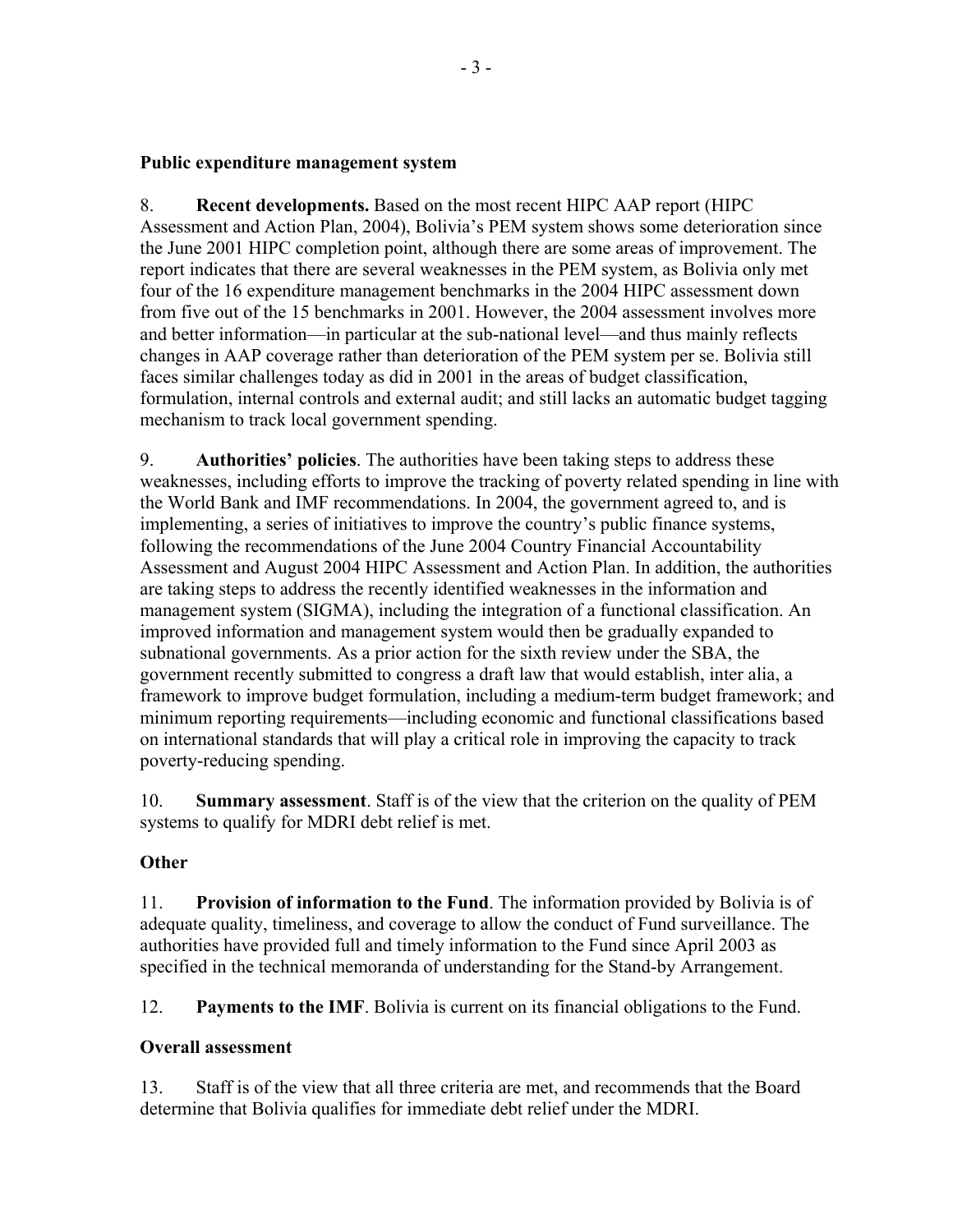### Public expenditure management system

8. **Recent developments.** Based on the most recent HIPC AAP report (HIPC Assessment and Action Plan, 2004), Bolivia's PEM system shows some deterioration since the June 2001 HIPC completion point, although there are some areas of improvement. The report indicates that there are several weaknesses in the PEM system, as Bolivia only met four of the 16 expenditure management benchmarks in the 2004 HIPC assessment down from five out of the 15 benchmarks in 2001. However, the 2004 assessment involves more and better information—in particular at the sub-national level—and thus mainly reflects changes in AAP coverage rather than deterioration of the PEM system per se. Bolivia still faces similar challenges today as did in 2001 in the areas of budget classification, formulation, internal controls and external audit; and still lacks an automatic budget tagging mechanism to track local government spending.

9. **Authorities' policies**. The authorities have been taking steps to address these weaknesses, including efforts to improve the tracking of poverty related spending in line with the World Bank and IMF recommendations. In 2004, the government agreed to, and is implementing, a series of initiatives to improve the country's public finance systems, following the recommendations of the June 2004 Country Financial Accountability Assessment and August 2004 HIPC Assessment and Action Plan. In addition, the authorities are taking steps to address the recently identified weaknesses in the information and management system (SIGMA), including the integration of a functional classification. An improved information and management system would then be gradually expanded to subnational governments. As a prior action for the sixth review under the SBA, the government recently submitted to congress a draft law that would establish, inter alia, a framework to improve budget formulation, including a medium-term budget framework; and minimum reporting requirements—including economic and functional classifications based on international standards that will play a critical role in improving the capacity to track poverty-reducing spending.

10. **Summary assessment**. Staff is of the view that the criterion on the quality of PEM systems to qualify for MDRI debt relief is met.

### Other

11. **Provision of information to the Fund**. The information provided by Bolivia is of adequate quality, timeliness, and coverage to allow the conduct of Fund surveillance. The authorities have provided full and timely information to the Fund since April 2003 as specified in the technical memoranda of understanding for the Stand-by Arrangement.

12. **Payments to the IMF**. Bolivia is current on its financial obligations to the Fund.

### Overall assessment

13. Staff is of the view that all three criteria are met, and recommends that the Board determine that Bolivia qualifies for immediate debt relief under the MDRI.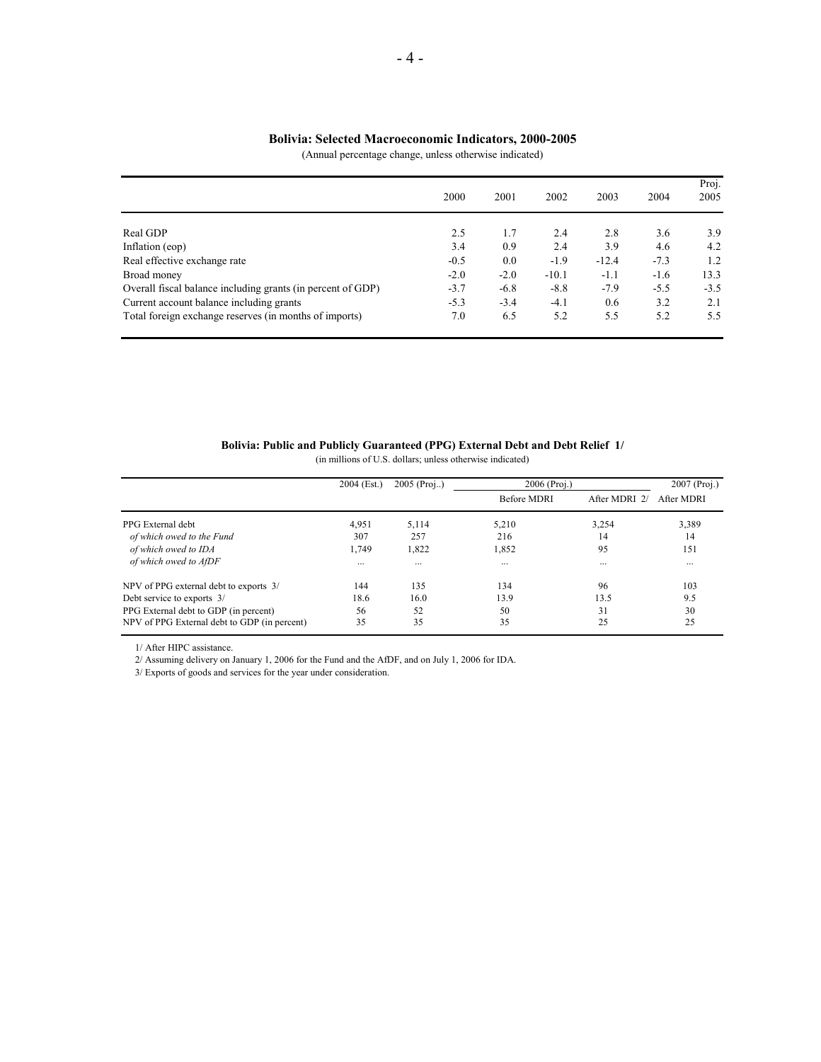**Bolivia: Selected Macroeconomic Indicators, 2000-2005**

(Annual percentage change, unless otherwise indicated)

| | 2000 | 2001 | 2002 | 2003 | 2004 | Proj. 2005 |
|---|---|---|---|---|---|---|
| Real GDP | 2.5 | 1.7 | 2.4 | 2.8 | 3.6 | 3.9 |
| Inflation (eop) | 3.4 | 0.9 | 2.4 | 3.9 | 4.6 | 4.2 |
| Real effective exchange rate | -0.5 | 0.0 | -1.9 | -12.4 | -7.3 | 1.2 |
| Broad money | -2.0 | -2.0 | -10.1 | -1.1 | -1.6 | 13.3 |
| Overall fiscal balance including grants (in percent of GDP) | -3.7 | -6.8 | -8.8 | -7.9 | -5.5 | -3.5 |
| Current account balance including grants | -5.3 | -3.4 | -4.1 | 0.6 | 3.2 | 2.1 |
| Total foreign exchange reserves (in months of imports) | 7.0 | 6.5 | 5.2 | 5.5 | 5.2 | 5.5 |

**Bolivia: Public and Publicly Guaranteed (PPG) External Debt and Debt Relief 1/**

(in millions of U.S. dollars; unless otherwise indicated)

| | 2004 (Est.) | 2005 (Proj..) | 2006 (Proj.) | | 2007 (Proj.) |
|---|---|---|---|---|---|
| | | | Before MDRI | After MDRI 2/ | After MDRI |
| PPG External debt | 4,951 | 5,114 | 5,210 | 3,254 | 3,389 |
| *of which owed to the Fund* | 307 | 257 | 216 | 14 | 14 |
| *of which owed to IDA* | 1,749 | 1,822 | 1,852 | 95 | 151 |
| *of which owed to AfDF* | ... | ... | ... | ... | ... |
| NPV of PPG external debt to exports 3/ | 144 | 135 | 134 | 96 | 103 |
| Debt service to exports 3/ | 18.6 | 16.0 | 13.9 | 13.5 | 9.5 |
| PPG External debt to GDP (in percent) | 56 | 52 | 50 | 31 | 30 |
| NPV of PPG External debt to GDP (in percent) | 35 | 35 | 35 | 25 | 25 |

1/ After HIPC assistance.

2/ Assuming delivery on January 1, 2006 for the Fund and the AfDF, and on July 1, 2006 for IDA.

3/ Exports of goods and services for the year under consideration.